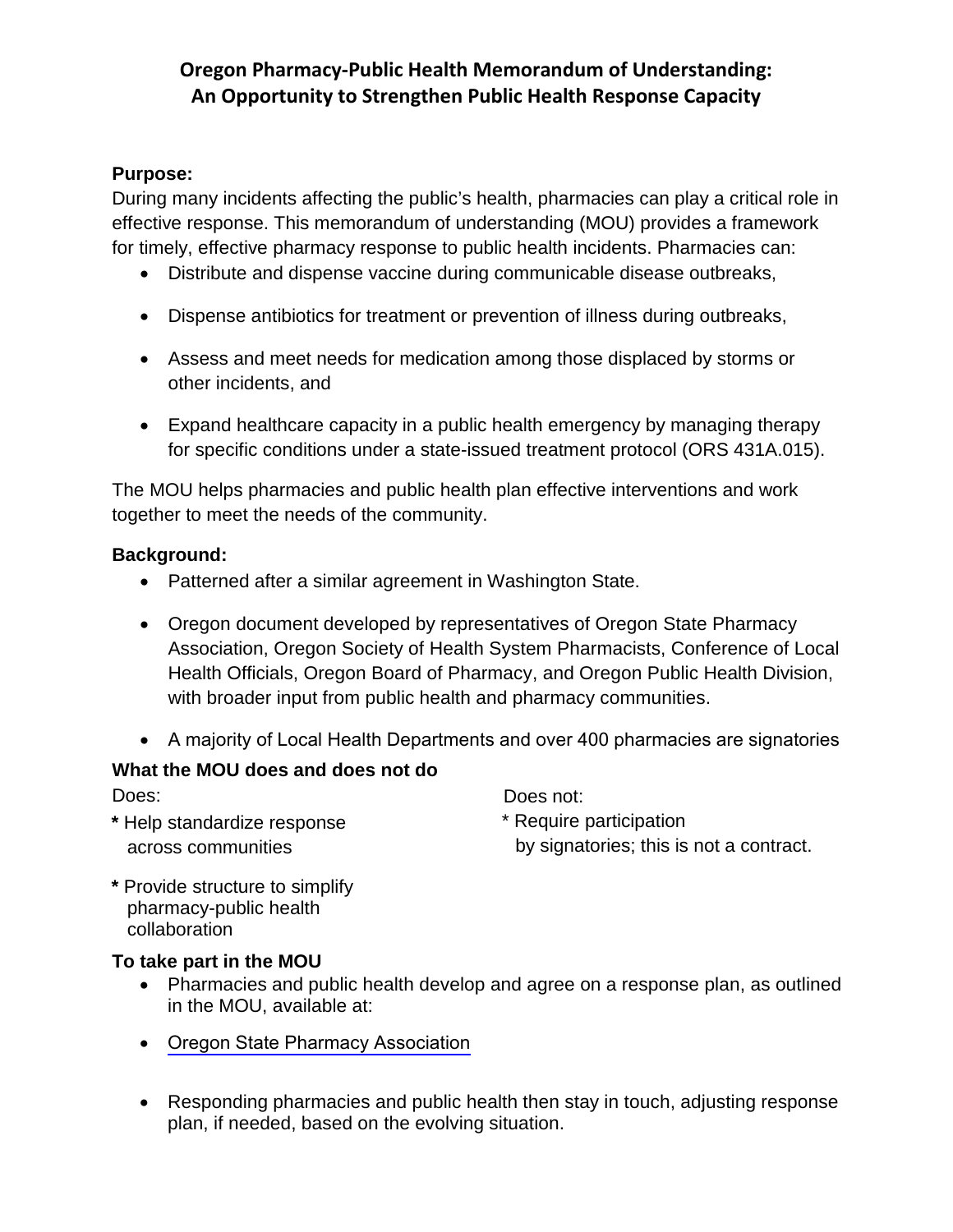# Oregon Pharmacy-Public Health Memorandum of Understanding: An Opportunity to Strengthen Public Health Response Capacity

**Purpose:**

During many incidents affecting the public's health, pharmacies can play a critical role in effective response. This memorandum of understanding (MOU) provides a framework for timely, effective pharmacy response to public health incidents. Pharmacies can:

- Distribute and dispense vaccine during communicable disease outbreaks,
- Dispense antibiotics for treatment or prevention of illness during outbreaks,
- Assess and meet needs for medication among those displaced by storms or other incidents, and
- Expand healthcare capacity in a public health emergency by managing therapy for specific conditions under a state-issued treatment protocol (ORS 431A.015).

The MOU helps pharmacies and public health plan effective interventions and work together to meet the needs of the community.

**Background:**

- Patterned after a similar agreement in Washington State.
- Oregon document developed by representatives of Oregon State Pharmacy Association, Oregon Society of Health System Pharmacists, Conference of Local Health Officials, Oregon Board of Pharmacy, and Oregon Public Health Division, with broader input from public health and pharmacy communities.
- A majority of Local Health Departments and over 400 pharmacies are signatories

**What the MOU does and does not do**

Does:

- Help standardize response across communities
- Provide structure to simplify pharmacy-public health collaboration

Does not:

- Require participation by signatories; this is not a contract.

**To take part in the MOU**

- Pharmacies and public health develop and agree on a response plan, as outlined in the MOU, available at:
- Oregon State Pharmacy Association
- Responding pharmacies and public health then stay in touch, adjusting response plan, if needed, based on the evolving situation.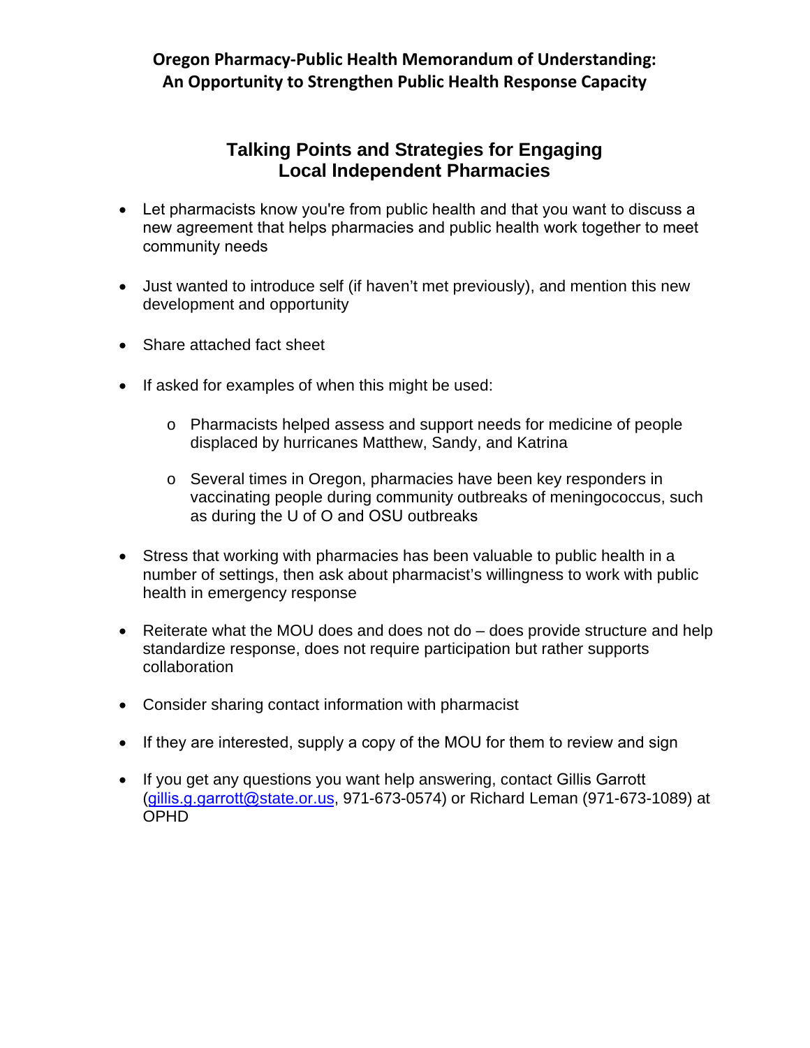**Oregon Pharmacy-Public Health Memorandum of Understanding: An Opportunity to Strengthen Public Health Response Capacity**

## Talking Points and Strategies for Engaging Local Independent Pharmacies

- Let pharmacists know you're from public health and that you want to discuss a new agreement that helps pharmacies and public health work together to meet community needs
- Just wanted to introduce self (if haven't met previously), and mention this new development and opportunity
- Share attached fact sheet
- If asked for examples of when this might be used:
  - Pharmacists helped assess and support needs for medicine of people displaced by hurricanes Matthew, Sandy, and Katrina
  - Several times in Oregon, pharmacies have been key responders in vaccinating people during community outbreaks of meningococcus, such as during the U of O and OSU outbreaks
- Stress that working with pharmacies has been valuable to public health in a number of settings, then ask about pharmacist's willingness to work with public health in emergency response
- Reiterate what the MOU does and does not do – does provide structure and help standardize response, does not require participation but rather supports collaboration
- Consider sharing contact information with pharmacist
- If they are interested, supply a copy of the MOU for them to review and sign
- If you get any questions you want help answering, contact Gillis Garrott (gillis.g.garrott@state.or.us, 971-673-0574) or Richard Leman (971-673-1089) at OPHD